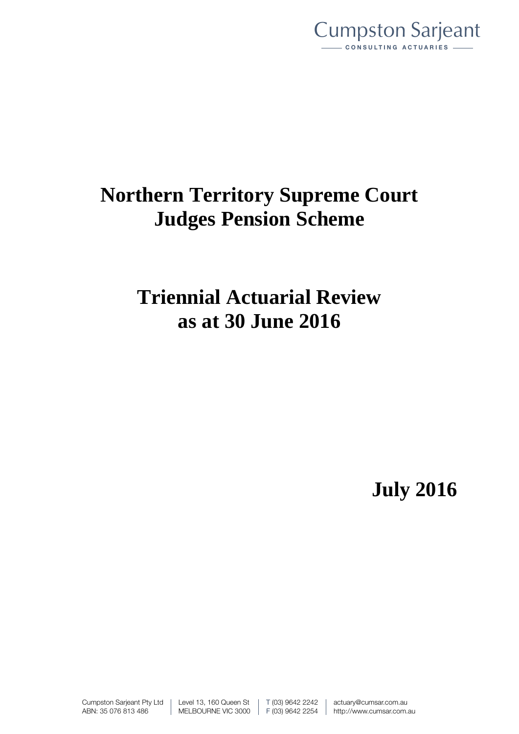Cumpston Sarjeant

CONSULTING ACTUARIES

# Northern Territory Supreme Court Judges Pension Scheme

# Triennial Actuarial Review as at 30 June 2016

**July 2016**

Cumpston Sarjeant Pty Ltd | Level 13, 160 Queen St | T (03) 9642 2242 | actuary@cumsar.com.au
ABN: 35 076 813 486 | MELBOURNE VIC 3000 | F (03) 9642 2254 | http://www.cumsar.com.au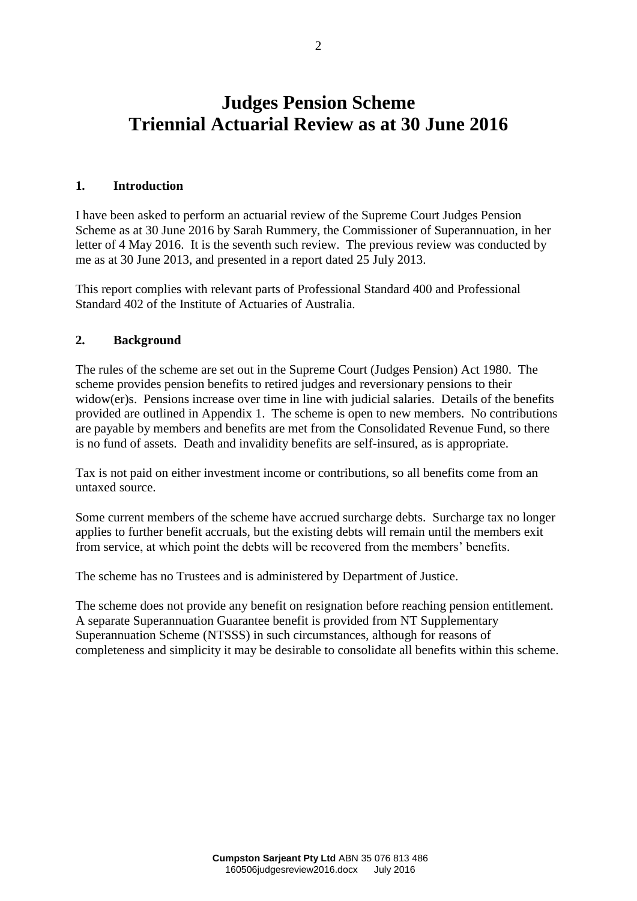# Judges Pension Scheme
# Triennial Actuarial Review as at 30 June 2016

## 1. Introduction

I have been asked to perform an actuarial review of the Supreme Court Judges Pension Scheme as at 30 June 2016 by Sarah Rummery, the Commissioner of Superannuation, in her letter of 4 May 2016. It is the seventh such review. The previous review was conducted by me as at 30 June 2013, and presented in a report dated 25 July 2013.

This report complies with relevant parts of Professional Standard 400 and Professional Standard 402 of the Institute of Actuaries of Australia.

## 2. Background

The rules of the scheme are set out in the Supreme Court (Judges Pension) Act 1980. The scheme provides pension benefits to retired judges and reversionary pensions to their widow(er)s. Pensions increase over time in line with judicial salaries. Details of the benefits provided are outlined in Appendix 1. The scheme is open to new members. No contributions are payable by members and benefits are met from the Consolidated Revenue Fund, so there is no fund of assets. Death and invalidity benefits are self-insured, as is appropriate.

Tax is not paid on either investment income or contributions, so all benefits come from an untaxed source.

Some current members of the scheme have accrued surcharge debts. Surcharge tax no longer applies to further benefit accruals, but the existing debts will remain until the members exit from service, at which point the debts will be recovered from the members' benefits.

The scheme has no Trustees and is administered by Department of Justice.

The scheme does not provide any benefit on resignation before reaching pension entitlement. A separate Superannuation Guarantee benefit is provided from NT Supplementary Superannuation Scheme (NTSSS) in such circumstances, although for reasons of completeness and simplicity it may be desirable to consolidate all benefits within this scheme.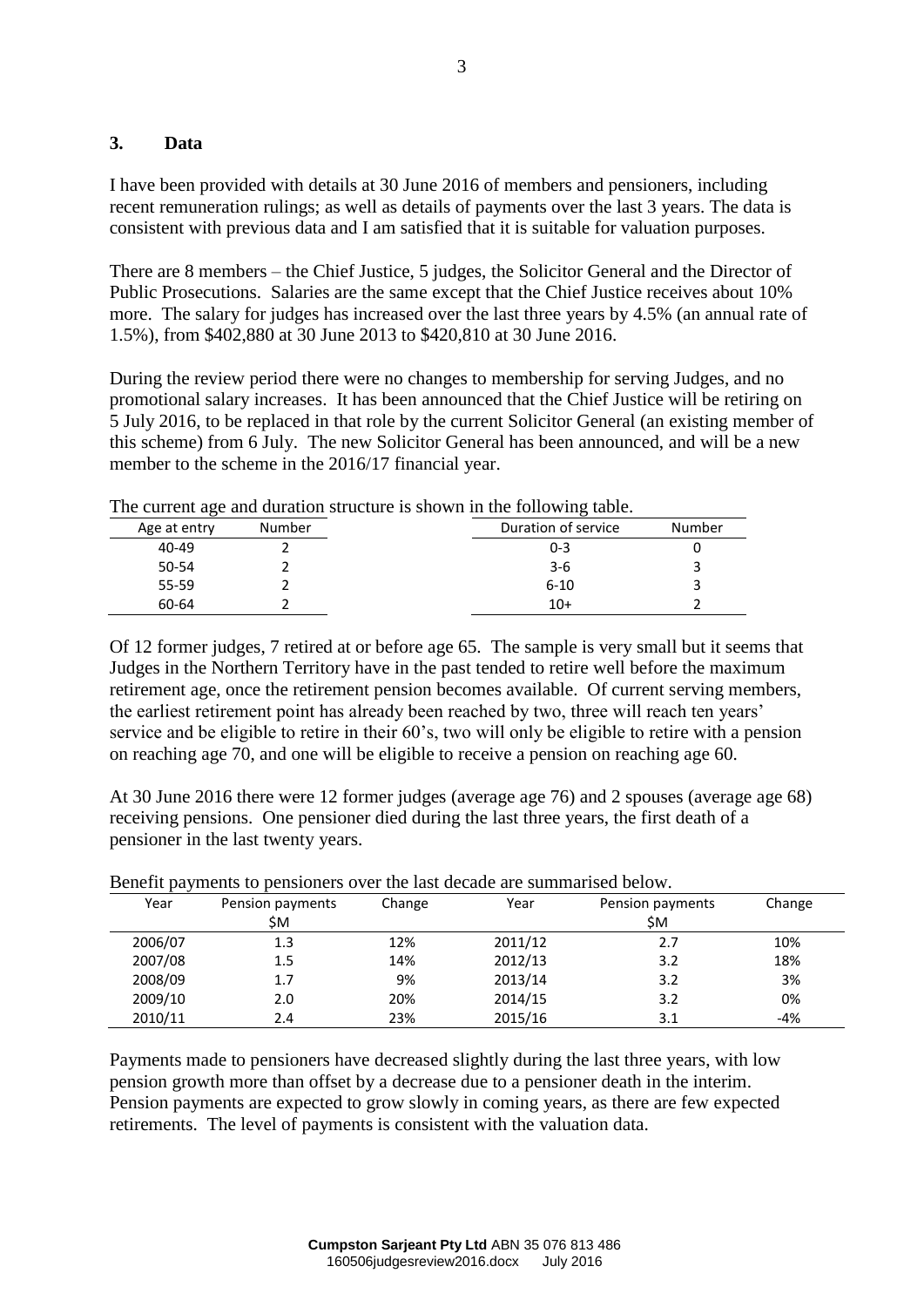## 3. Data

I have been provided with details at 30 June 2016 of members and pensioners, including recent remuneration rulings; as well as details of payments over the last 3 years. The data is consistent with previous data and I am satisfied that it is suitable for valuation purposes.

There are 8 members – the Chief Justice, 5 judges, the Solicitor General and the Director of Public Prosecutions. Salaries are the same except that the Chief Justice receives about 10% more. The salary for judges has increased over the last three years by 4.5% (an annual rate of 1.5%), from $402,880 at 30 June 2013 to $420,810 at 30 June 2016.

During the review period there were no changes to membership for serving Judges, and no promotional salary increases. It has been announced that the Chief Justice will be retiring on 5 July 2016, to be replaced in that role by the current Solicitor General (an existing member of this scheme) from 6 July. The new Solicitor General has been announced, and will be a new member to the scheme in the 2016/17 financial year.

The current age and duration structure is shown in the following table.

| Age at entry | Number |
|---|---|
| 40-49 | 2 |
| 50-54 | 2 |
| 55-59 | 2 |
| 60-64 | 2 |

| Duration of service | Number |
|---|---|
| 0-3 | 0 |
| 3-6 | 3 |
| 6-10 | 3 |
| 10+ | 2 |

Of 12 former judges, 7 retired at or before age 65. The sample is very small but it seems that Judges in the Northern Territory have in the past tended to retire well before the maximum retirement age, once the retirement pension becomes available. Of current serving members, the earliest retirement point has already been reached by two, three will reach ten years' service and be eligible to retire in their 60's, two will only be eligible to retire with a pension on reaching age 70, and one will be eligible to receive a pension on reaching age 60.

At 30 June 2016 there were 12 former judges (average age 76) and 2 spouses (average age 68) receiving pensions. One pensioner died during the last three years, the first death of a pensioner in the last twenty years.

Benefit payments to pensioners over the last decade are summarised below.

| Year | Pension payments $M | Change | Year | Pension payments $M | Change |
|---|---|---|---|---|---|
| 2006/07 | 1.3 | 12% | 2011/12 | 2.7 | 10% |
| 2007/08 | 1.5 | 14% | 2012/13 | 3.2 | 18% |
| 2008/09 | 1.7 | 9% | 2013/14 | 3.2 | 3% |
| 2009/10 | 2.0 | 20% | 2014/15 | 3.2 | 0% |
| 2010/11 | 2.4 | 23% | 2015/16 | 3.1 | -4% |

Payments made to pensioners have decreased slightly during the last three years, with low pension growth more than offset by a decrease due to a pensioner death in the interim. Pension payments are expected to grow slowly in coming years, as there are few expected retirements. The level of payments is consistent with the valuation data.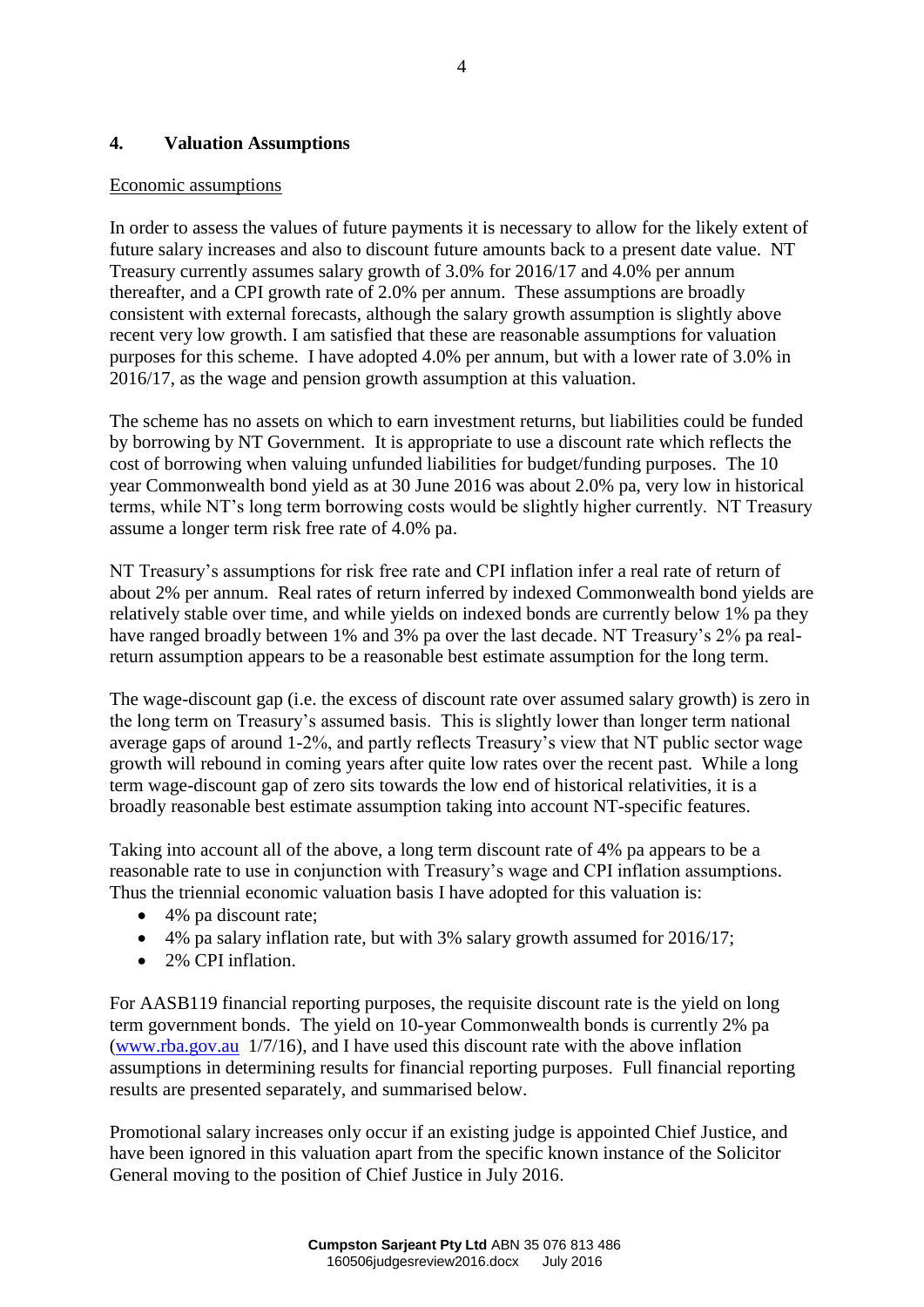## 4. Valuation Assumptions

Economic assumptions

In order to assess the values of future payments it is necessary to allow for the likely extent of future salary increases and also to discount future amounts back to a present date value. NT Treasury currently assumes salary growth of 3.0% for 2016/17 and 4.0% per annum thereafter, and a CPI growth rate of 2.0% per annum. These assumptions are broadly consistent with external forecasts, although the salary growth assumption is slightly above recent very low growth. I am satisfied that these are reasonable assumptions for valuation purposes for this scheme. I have adopted 4.0% per annum, but with a lower rate of 3.0% in 2016/17, as the wage and pension growth assumption at this valuation.

The scheme has no assets on which to earn investment returns, but liabilities could be funded by borrowing by NT Government. It is appropriate to use a discount rate which reflects the cost of borrowing when valuing unfunded liabilities for budget/funding purposes. The 10 year Commonwealth bond yield as at 30 June 2016 was about 2.0% pa, very low in historical terms, while NT's long term borrowing costs would be slightly higher currently. NT Treasury assume a longer term risk free rate of 4.0% pa.

NT Treasury's assumptions for risk free rate and CPI inflation infer a real rate of return of about 2% per annum. Real rates of return inferred by indexed Commonwealth bond yields are relatively stable over time, and while yields on indexed bonds are currently below 1% pa they have ranged broadly between 1% and 3% pa over the last decade. NT Treasury's 2% pa real-return assumption appears to be a reasonable best estimate assumption for the long term.

The wage-discount gap (i.e. the excess of discount rate over assumed salary growth) is zero in the long term on Treasury's assumed basis. This is slightly lower than longer term national average gaps of around 1-2%, and partly reflects Treasury's view that NT public sector wage growth will rebound in coming years after quite low rates over the recent past. While a long term wage-discount gap of zero sits towards the low end of historical relativities, it is a broadly reasonable best estimate assumption taking into account NT-specific features.

Taking into account all of the above, a long term discount rate of 4% pa appears to be a reasonable rate to use in conjunction with Treasury's wage and CPI inflation assumptions. Thus the triennial economic valuation basis I have adopted for this valuation is:

- 4% pa discount rate;
- 4% pa salary inflation rate, but with 3% salary growth assumed for 2016/17;
- 2% CPI inflation.

For AASB119 financial reporting purposes, the requisite discount rate is the yield on long term government bonds. The yield on 10-year Commonwealth bonds is currently 2% pa (www.rba.gov.au 1/7/16), and I have used this discount rate with the above inflation assumptions in determining results for financial reporting purposes. Full financial reporting results are presented separately, and summarised below.

Promotional salary increases only occur if an existing judge is appointed Chief Justice, and have been ignored in this valuation apart from the specific known instance of the Solicitor General moving to the position of Chief Justice in July 2016.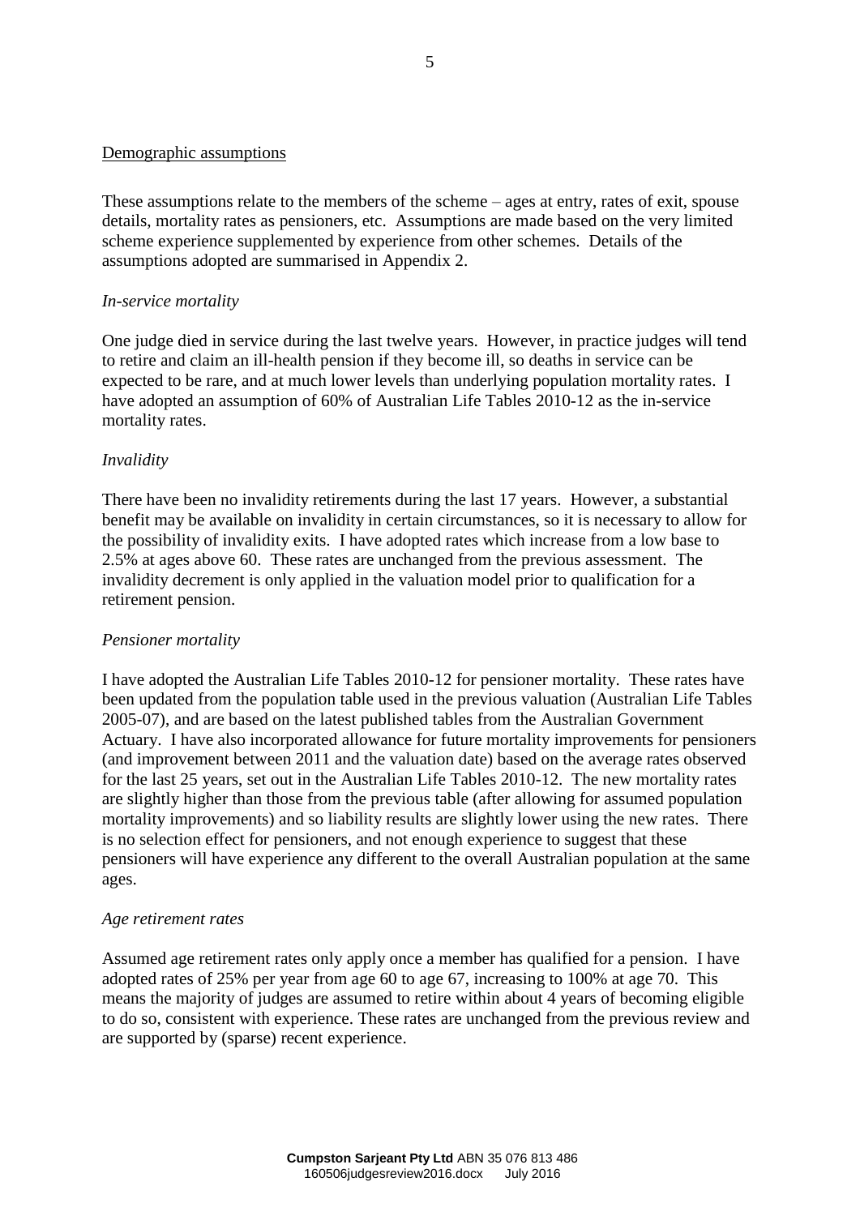<u>Demographic assumptions</u>

These assumptions relate to the members of the scheme – ages at entry, rates of exit, spouse details, mortality rates as pensioners, etc. Assumptions are made based on the very limited scheme experience supplemented by experience from other schemes. Details of the assumptions adopted are summarised in Appendix 2.

*In-service mortality*

One judge died in service during the last twelve years. However, in practice judges will tend to retire and claim an ill-health pension if they become ill, so deaths in service can be expected to be rare, and at much lower levels than underlying population mortality rates. I have adopted an assumption of 60% of Australian Life Tables 2010-12 as the in-service mortality rates.

*Invalidity*

There have been no invalidity retirements during the last 17 years. However, a substantial benefit may be available on invalidity in certain circumstances, so it is necessary to allow for the possibility of invalidity exits. I have adopted rates which increase from a low base to 2.5% at ages above 60. These rates are unchanged from the previous assessment. The invalidity decrement is only applied in the valuation model prior to qualification for a retirement pension.

*Pensioner mortality*

I have adopted the Australian Life Tables 2010-12 for pensioner mortality. These rates have been updated from the population table used in the previous valuation (Australian Life Tables 2005-07), and are based on the latest published tables from the Australian Government Actuary. I have also incorporated allowance for future mortality improvements for pensioners (and improvement between 2011 and the valuation date) based on the average rates observed for the last 25 years, set out in the Australian Life Tables 2010-12. The new mortality rates are slightly higher than those from the previous table (after allowing for assumed population mortality improvements) and so liability results are slightly lower using the new rates. There is no selection effect for pensioners, and not enough experience to suggest that these pensioners will have experience any different to the overall Australian population at the same ages.

*Age retirement rates*

Assumed age retirement rates only apply once a member has qualified for a pension. I have adopted rates of 25% per year from age 60 to age 67, increasing to 100% at age 70. This means the majority of judges are assumed to retire within about 4 years of becoming eligible to do so, consistent with experience. These rates are unchanged from the previous review and are supported by (sparse) recent experience.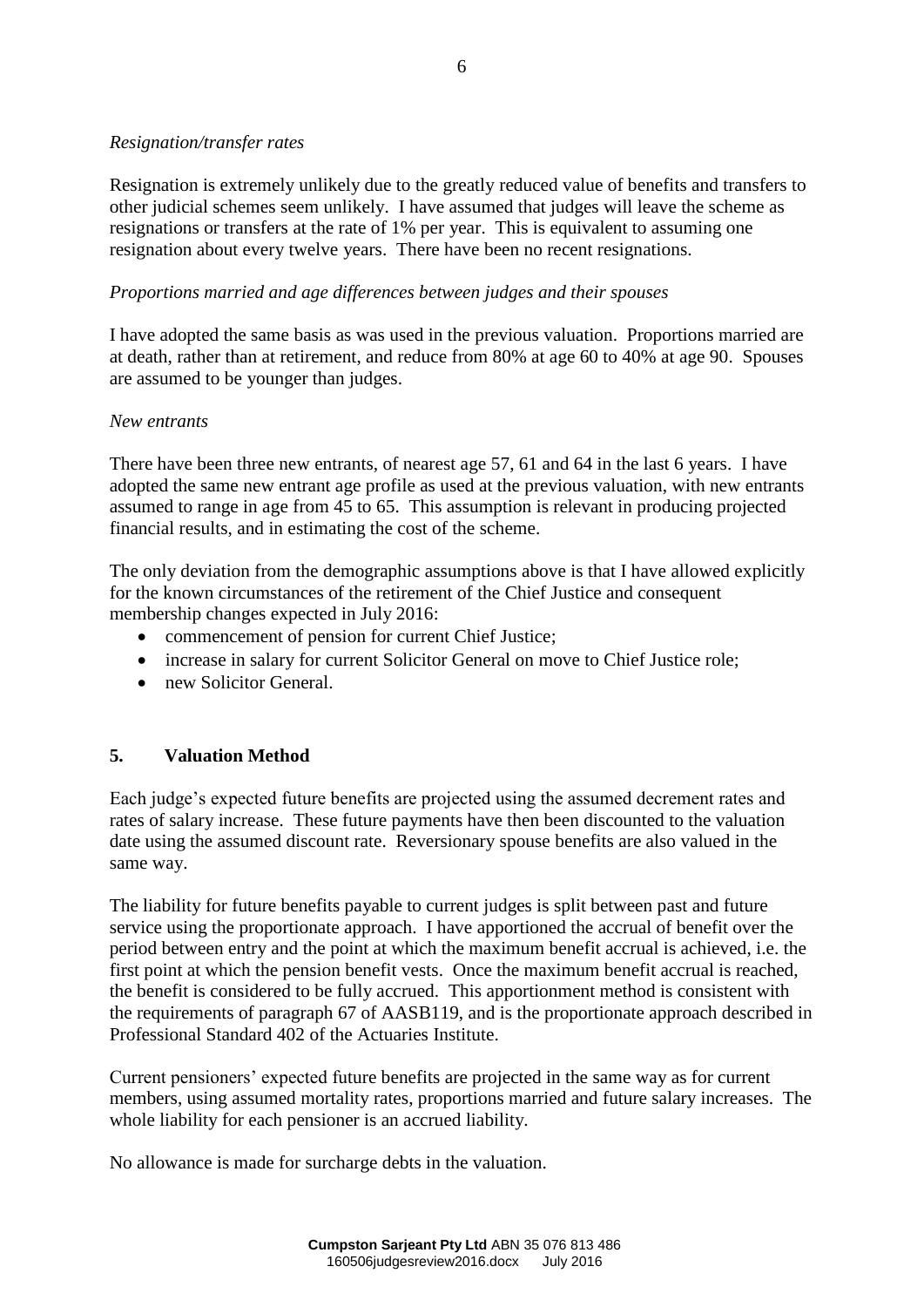*Resignation/transfer rates*

Resignation is extremely unlikely due to the greatly reduced value of benefits and transfers to other judicial schemes seem unlikely. I have assumed that judges will leave the scheme as resignations or transfers at the rate of 1% per year. This is equivalent to assuming one resignation about every twelve years. There have been no recent resignations.

*Proportions married and age differences between judges and their spouses*

I have adopted the same basis as was used in the previous valuation. Proportions married are at death, rather than at retirement, and reduce from 80% at age 60 to 40% at age 90. Spouses are assumed to be younger than judges.

*New entrants*

There have been three new entrants, of nearest age 57, 61 and 64 in the last 6 years. I have adopted the same new entrant age profile as used at the previous valuation, with new entrants assumed to range in age from 45 to 65. This assumption is relevant in producing projected financial results, and in estimating the cost of the scheme.

The only deviation from the demographic assumptions above is that I have allowed explicitly for the known circumstances of the retirement of the Chief Justice and consequent membership changes expected in July 2016:

- commencement of pension for current Chief Justice;
- increase in salary for current Solicitor General on move to Chief Justice role;
- new Solicitor General.

## 5. Valuation Method

Each judge's expected future benefits are projected using the assumed decrement rates and rates of salary increase. These future payments have then been discounted to the valuation date using the assumed discount rate. Reversionary spouse benefits are also valued in the same way.

The liability for future benefits payable to current judges is split between past and future service using the proportionate approach. I have apportioned the accrual of benefit over the period between entry and the point at which the maximum benefit accrual is achieved, i.e. the first point at which the pension benefit vests. Once the maximum benefit accrual is reached, the benefit is considered to be fully accrued. This apportionment method is consistent with the requirements of paragraph 67 of AASB119, and is the proportionate approach described in Professional Standard 402 of the Actuaries Institute.

Current pensioners' expected future benefits are projected in the same way as for current members, using assumed mortality rates, proportions married and future salary increases. The whole liability for each pensioner is an accrued liability.

No allowance is made for surcharge debts in the valuation.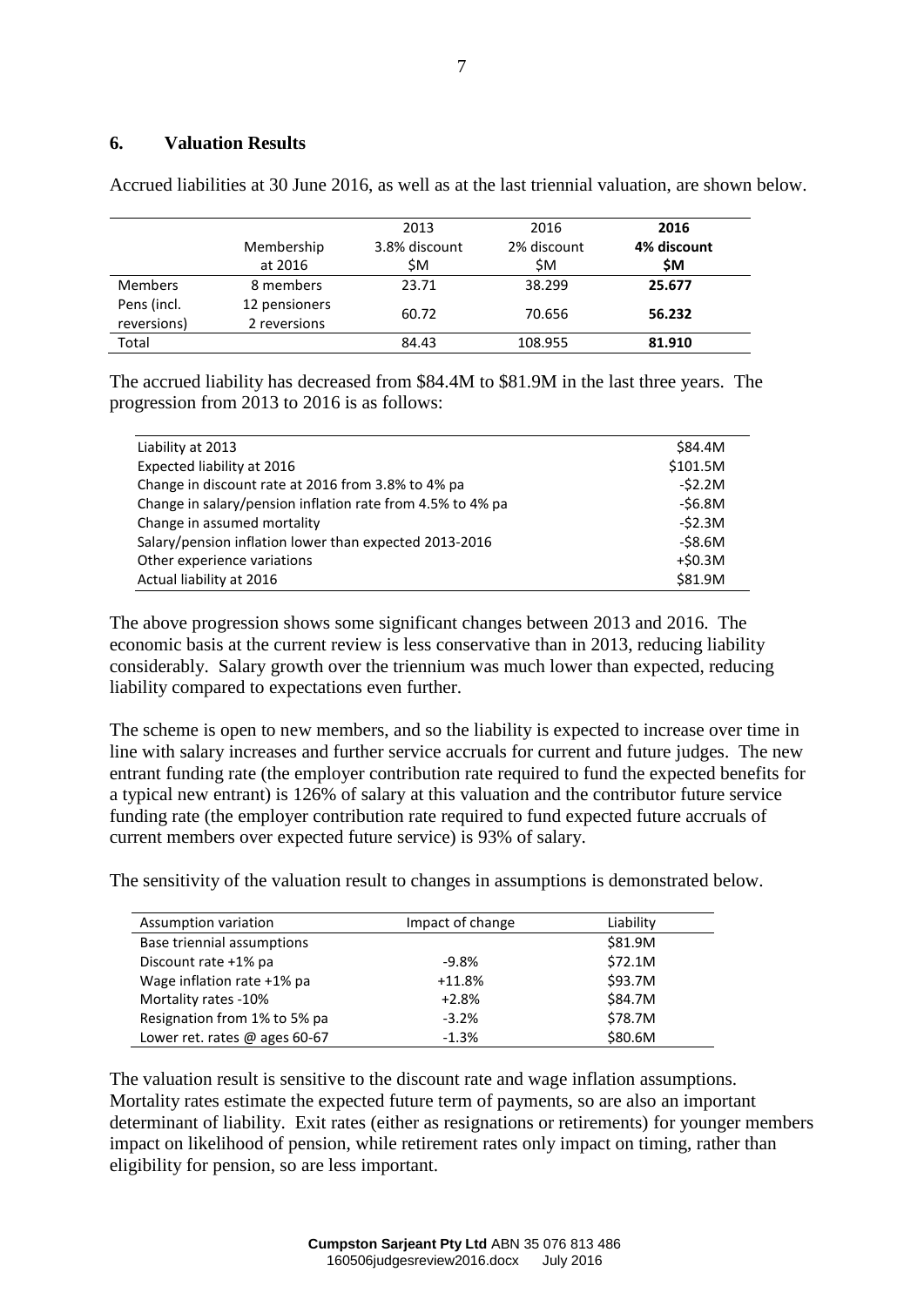## 6. Valuation Results

Accrued liabilities at 30 June 2016, as well as at the last triennial valuation, are shown below.

| | Membership at 2016 | 2013 3.8% discount $M | 2016 2% discount $M | **2016 4% discount $M** |
|---|---|---|---|---|
| Members | 8 members | 23.71 | 38.299 | **25.677** |
| Pens (incl. reversions) | 12 pensioners 2 reversions | 60.72 | 70.656 | **56.232** |
| Total | | 84.43 | 108.955 | **81.910** |

The accrued liability has decreased from $84.4M to $81.9M in the last three years. The progression from 2013 to 2016 is as follows:

| | |
|---|---|
| Liability at 2013 | $84.4M |
| Expected liability at 2016 | $101.5M |
| Change in discount rate at 2016 from 3.8% to 4% pa | -$2.2M |
| Change in salary/pension inflation rate from 4.5% to 4% pa | -$6.8M |
| Change in assumed mortality | -$2.3M |
| Salary/pension inflation lower than expected 2013-2016 | -$8.6M |
| Other experience variations | +$0.3M |
| Actual liability at 2016 | $81.9M |

The above progression shows some significant changes between 2013 and 2016. The economic basis at the current review is less conservative than in 2013, reducing liability considerably. Salary growth over the triennium was much lower than expected, reducing liability compared to expectations even further.

The scheme is open to new members, and so the liability is expected to increase over time in line with salary increases and further service accruals for current and future judges. The new entrant funding rate (the employer contribution rate required to fund the expected benefits for a typical new entrant) is 126% of salary at this valuation and the contributor future service funding rate (the employer contribution rate required to fund expected future accruals of current members over expected future service) is 93% of salary.

The sensitivity of the valuation result to changes in assumptions is demonstrated below.

| Assumption variation | Impact of change | Liability |
|---|---|---|
| Base triennial assumptions | | $81.9M |
| Discount rate +1% pa | -9.8% | $72.1M |
| Wage inflation rate +1% pa | +11.8% | $93.7M |
| Mortality rates -10% | +2.8% | $84.7M |
| Resignation from 1% to 5% pa | -3.2% | $78.7M |
| Lower ret. rates @ ages 60-67 | -1.3% | $80.6M |

The valuation result is sensitive to the discount rate and wage inflation assumptions. Mortality rates estimate the expected future term of payments, so are also an important determinant of liability. Exit rates (either as resignations or retirements) for younger members impact on likelihood of pension, while retirement rates only impact on timing, rather than eligibility for pension, so are less important.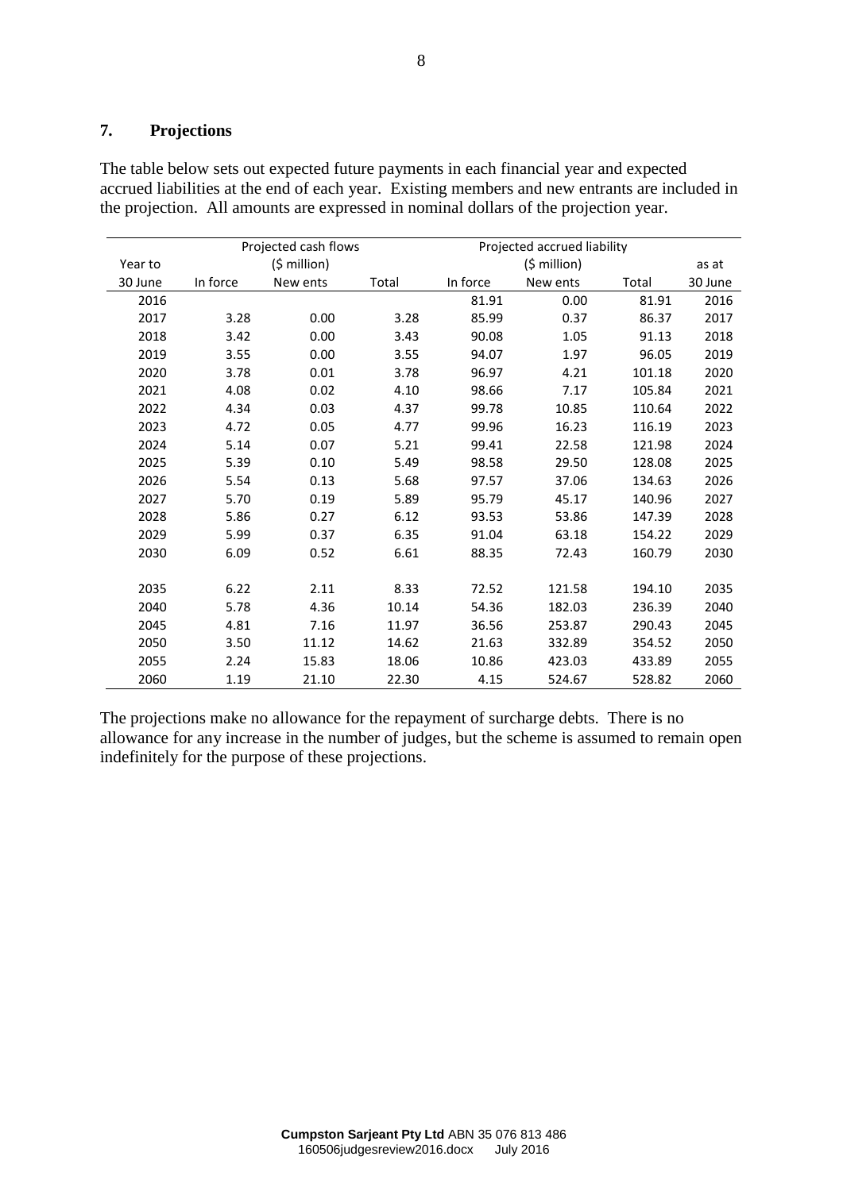## 7. Projections

The table below sets out expected future payments in each financial year and expected accrued liabilities at the end of each year. Existing members and new entrants are included in the projection. All amounts are expressed in nominal dollars of the projection year.

| Year to | Projected cash flows ($ million) | | | Projected accrued liability ($ million) | | | as at |
|---|---|---|---|---|---|---|---|
| 30 June | In force | New ents | Total | In force | New ents | Total | 30 June |
| 2016 | | | | 81.91 | 0.00 | 81.91 | 2016 |
| 2017 | 3.28 | 0.00 | 3.28 | 85.99 | 0.37 | 86.37 | 2017 |
| 2018 | 3.42 | 0.00 | 3.43 | 90.08 | 1.05 | 91.13 | 2018 |
| 2019 | 3.55 | 0.00 | 3.55 | 94.07 | 1.97 | 96.05 | 2019 |
| 2020 | 3.78 | 0.01 | 3.78 | 96.97 | 4.21 | 101.18 | 2020 |
| 2021 | 4.08 | 0.02 | 4.10 | 98.66 | 7.17 | 105.84 | 2021 |
| 2022 | 4.34 | 0.03 | 4.37 | 99.78 | 10.85 | 110.64 | 2022 |
| 2023 | 4.72 | 0.05 | 4.77 | 99.96 | 16.23 | 116.19 | 2023 |
| 2024 | 5.14 | 0.07 | 5.21 | 99.41 | 22.58 | 121.98 | 2024 |
| 2025 | 5.39 | 0.10 | 5.49 | 98.58 | 29.50 | 128.08 | 2025 |
| 2026 | 5.54 | 0.13 | 5.68 | 97.57 | 37.06 | 134.63 | 2026 |
| 2027 | 5.70 | 0.19 | 5.89 | 95.79 | 45.17 | 140.96 | 2027 |
| 2028 | 5.86 | 0.27 | 6.12 | 93.53 | 53.86 | 147.39 | 2028 |
| 2029 | 5.99 | 0.37 | 6.35 | 91.04 | 63.18 | 154.22 | 2029 |
| 2030 | 6.09 | 0.52 | 6.61 | 88.35 | 72.43 | 160.79 | 2030 |
| 2035 | 6.22 | 2.11 | 8.33 | 72.52 | 121.58 | 194.10 | 2035 |
| 2040 | 5.78 | 4.36 | 10.14 | 54.36 | 182.03 | 236.39 | 2040 |
| 2045 | 4.81 | 7.16 | 11.97 | 36.56 | 253.87 | 290.43 | 2045 |
| 2050 | 3.50 | 11.12 | 14.62 | 21.63 | 332.89 | 354.52 | 2050 |
| 2055 | 2.24 | 15.83 | 18.06 | 10.86 | 423.03 | 433.89 | 2055 |
| 2060 | 1.19 | 21.10 | 22.30 | 4.15 | 524.67 | 528.82 | 2060 |

The projections make no allowance for the repayment of surcharge debts. There is no allowance for any increase in the number of judges, but the scheme is assumed to remain open indefinitely for the purpose of these projections.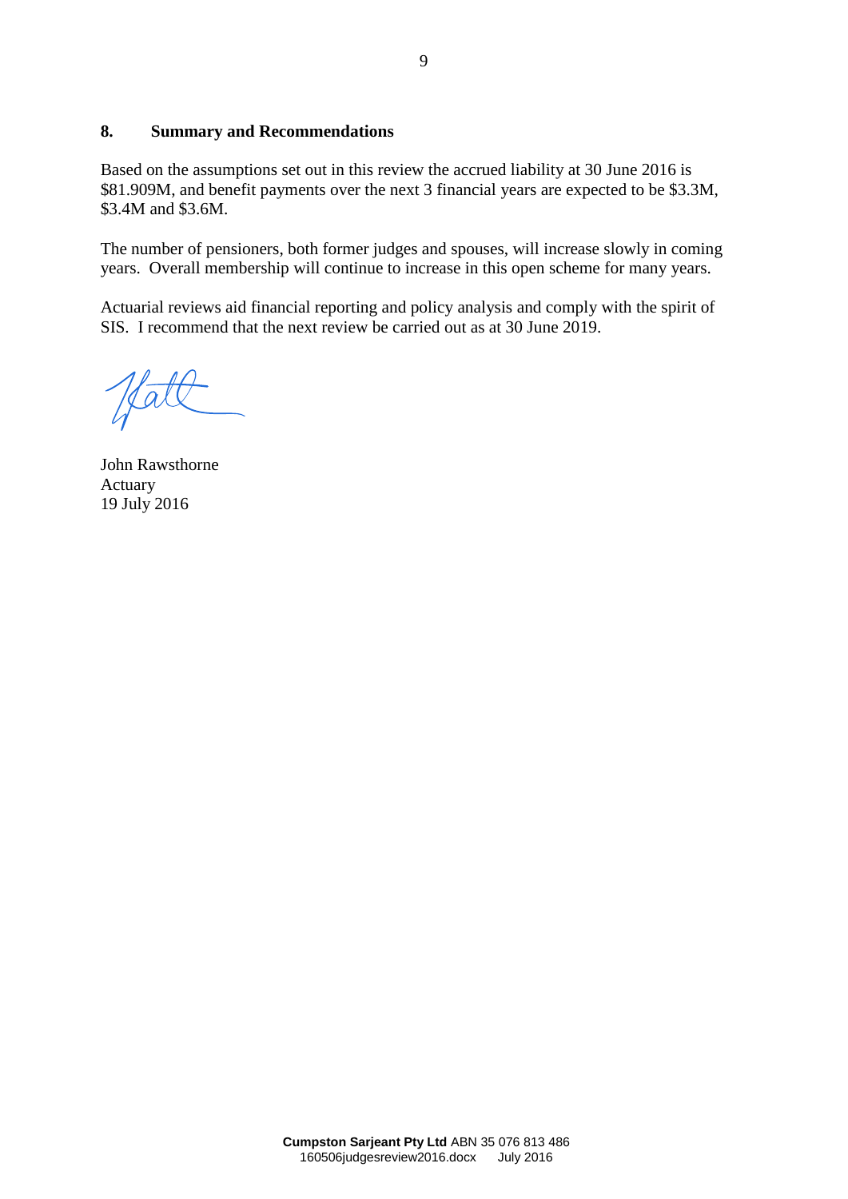## 8. Summary and Recommendations

Based on the assumptions set out in this review the accrued liability at 30 June 2016 is $81.909M, and benefit payments over the next 3 financial years are expected to be $3.3M, $3.4M and $3.6M.

The number of pensioners, both former judges and spouses, will increase slowly in coming years. Overall membership will continue to increase in this open scheme for many years.

Actuarial reviews aid financial reporting and policy analysis and comply with the spirit of SIS. I recommend that the next review be carried out as at 30 June 2019.

John Rawsthorne
Actuary
19 July 2016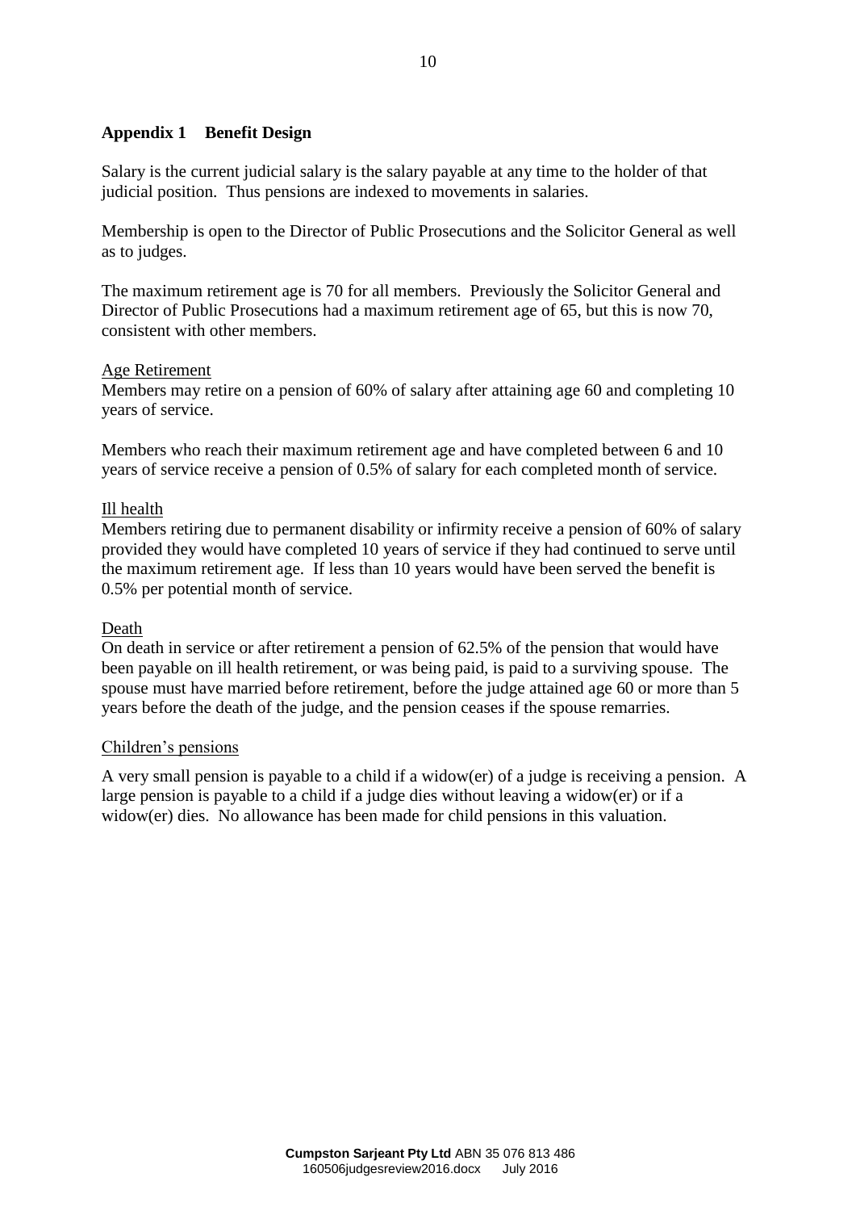## Appendix 1 Benefit Design

Salary is the current judicial salary is the salary payable at any time to the holder of that judicial position. Thus pensions are indexed to movements in salaries.

Membership is open to the Director of Public Prosecutions and the Solicitor General as well as to judges.

The maximum retirement age is 70 for all members. Previously the Solicitor General and Director of Public Prosecutions had a maximum retirement age of 65, but this is now 70, consistent with other members.

Age Retirement

Members may retire on a pension of 60% of salary after attaining age 60 and completing 10 years of service.

Members who reach their maximum retirement age and have completed between 6 and 10 years of service receive a pension of 0.5% of salary for each completed month of service.

Ill health

Members retiring due to permanent disability or infirmity receive a pension of 60% of salary provided they would have completed 10 years of service if they had continued to serve until the maximum retirement age. If less than 10 years would have been served the benefit is 0.5% per potential month of service.

Death

On death in service or after retirement a pension of 62.5% of the pension that would have been payable on ill health retirement, or was being paid, is paid to a surviving spouse. The spouse must have married before retirement, before the judge attained age 60 or more than 5 years before the death of the judge, and the pension ceases if the spouse remarries.

Children's pensions

A very small pension is payable to a child if a widow(er) of a judge is receiving a pension. A large pension is payable to a child if a judge dies without leaving a widow(er) or if a widow(er) dies. No allowance has been made for child pensions in this valuation.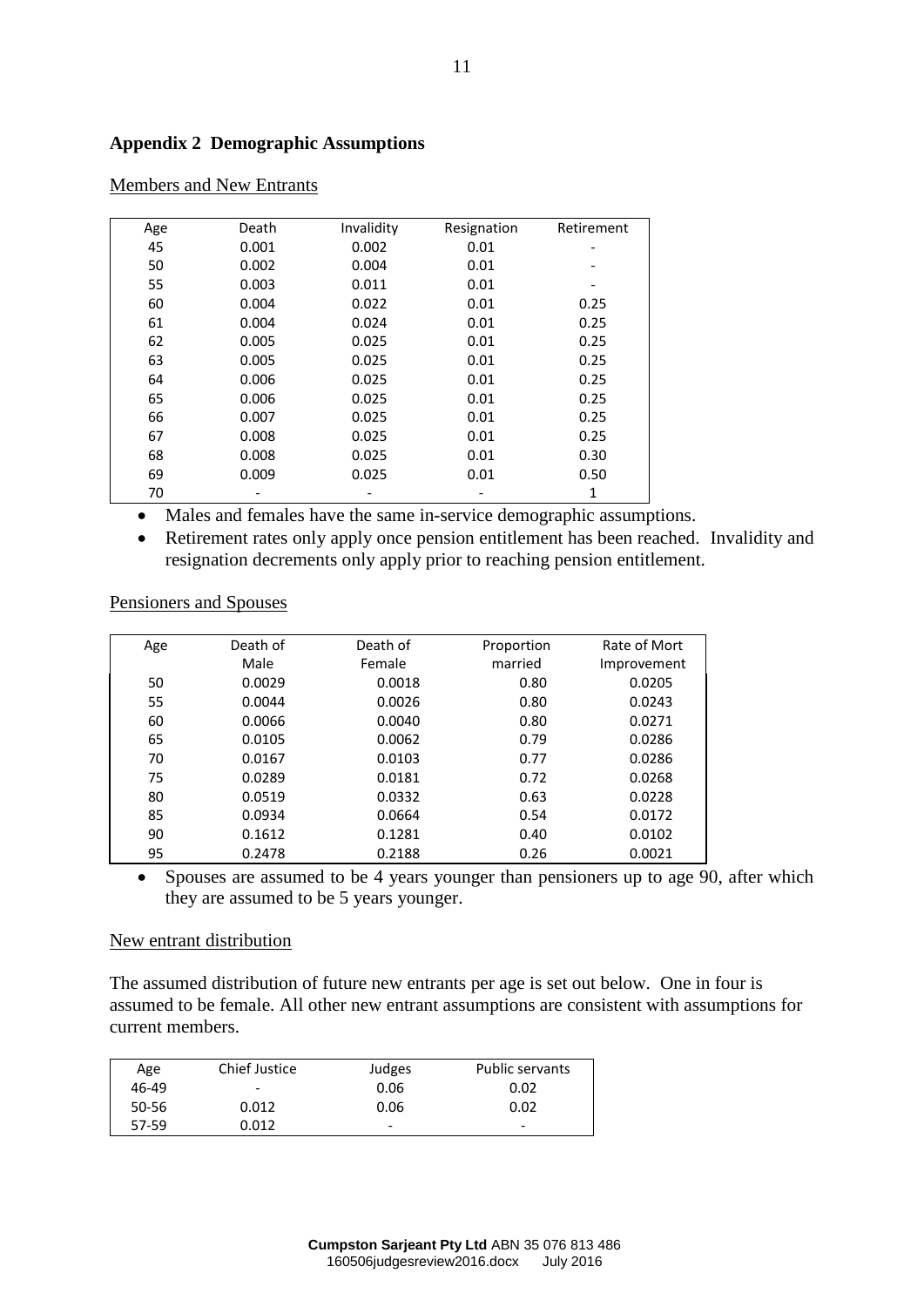## Appendix 2 Demographic Assumptions

Members and New Entrants

| Age | Death | Invalidity | Resignation | Retirement |
|---|---|---|---|---|
| 45 | 0.001 | 0.002 | 0.01 | - |
| 50 | 0.002 | 0.004 | 0.01 | - |
| 55 | 0.003 | 0.011 | 0.01 | - |
| 60 | 0.004 | 0.022 | 0.01 | 0.25 |
| 61 | 0.004 | 0.024 | 0.01 | 0.25 |
| 62 | 0.005 | 0.025 | 0.01 | 0.25 |
| 63 | 0.005 | 0.025 | 0.01 | 0.25 |
| 64 | 0.006 | 0.025 | 0.01 | 0.25 |
| 65 | 0.006 | 0.025 | 0.01 | 0.25 |
| 66 | 0.007 | 0.025 | 0.01 | 0.25 |
| 67 | 0.008 | 0.025 | 0.01 | 0.25 |
| 68 | 0.008 | 0.025 | 0.01 | 0.30 |
| 69 | 0.009 | 0.025 | 0.01 | 0.50 |
| 70 | - | - | - | 1 |

- Males and females have the same in-service demographic assumptions.
- Retirement rates only apply once pension entitlement has been reached. Invalidity and resignation decrements only apply prior to reaching pension entitlement.

Pensioners and Spouses

| Age | Death of Male | Death of Female | Proportion married | Rate of Mort Improvement |
|---|---|---|---|---|
| 50 | 0.0029 | 0.0018 | 0.80 | 0.0205 |
| 55 | 0.0044 | 0.0026 | 0.80 | 0.0243 |
| 60 | 0.0066 | 0.0040 | 0.80 | 0.0271 |
| 65 | 0.0105 | 0.0062 | 0.79 | 0.0286 |
| 70 | 0.0167 | 0.0103 | 0.77 | 0.0286 |
| 75 | 0.0289 | 0.0181 | 0.72 | 0.0268 |
| 80 | 0.0519 | 0.0332 | 0.63 | 0.0228 |
| 85 | 0.0934 | 0.0664 | 0.54 | 0.0172 |
| 90 | 0.1612 | 0.1281 | 0.40 | 0.0102 |
| 95 | 0.2478 | 0.2188 | 0.26 | 0.0021 |

- Spouses are assumed to be 4 years younger than pensioners up to age 90, after which they are assumed to be 5 years younger.

New entrant distribution

The assumed distribution of future new entrants per age is set out below. One in four is assumed to be female. All other new entrant assumptions are consistent with assumptions for current members.

| Age | Chief Justice | Judges | Public servants |
|---|---|---|---|
| 46-49 | - | 0.06 | 0.02 |
| 50-56 | 0.012 | 0.06 | 0.02 |
| 57-59 | 0.012 | - | - |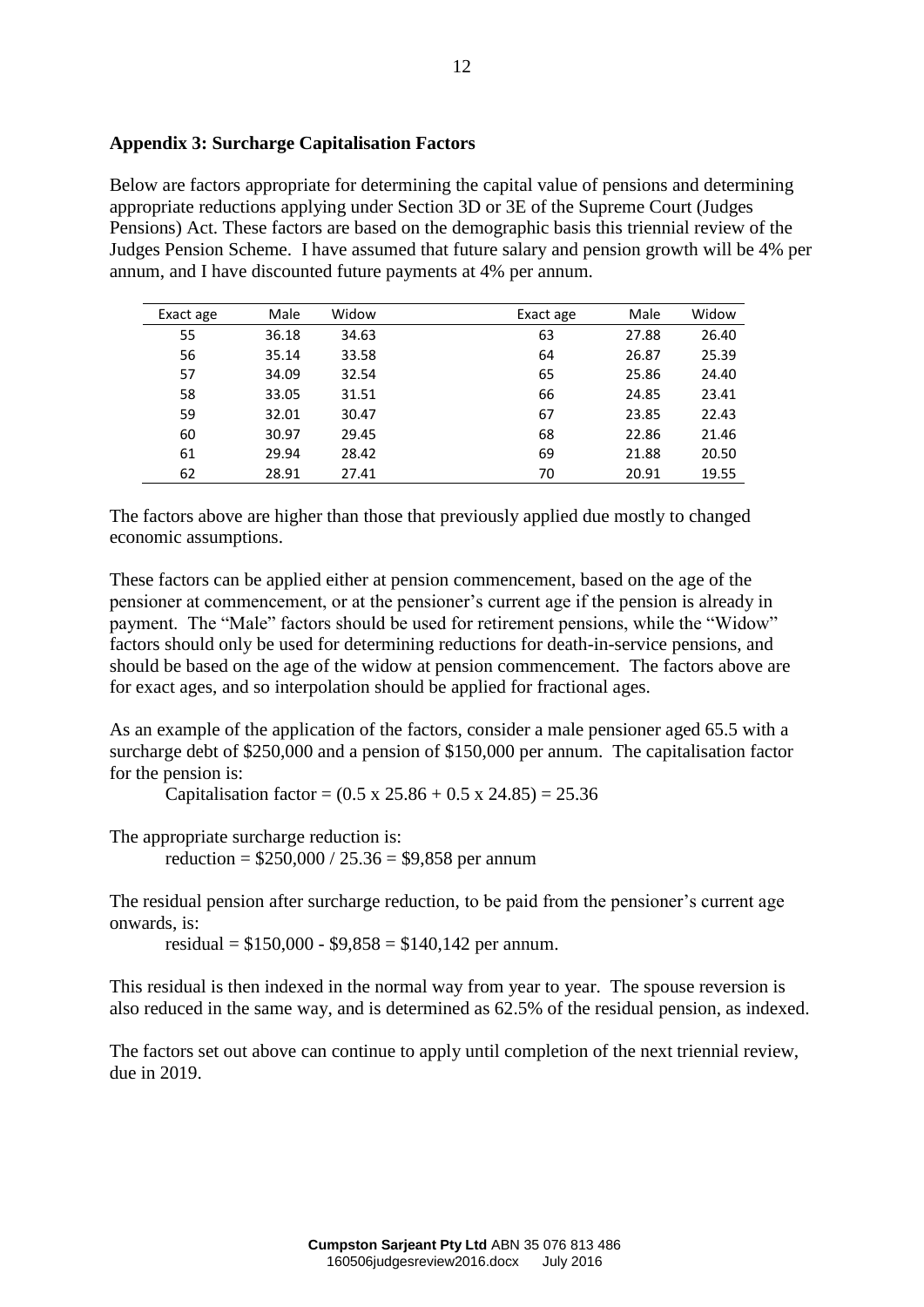**Appendix 3: Surcharge Capitalisation Factors**

Below are factors appropriate for determining the capital value of pensions and determining appropriate reductions applying under Section 3D or 3E of the Supreme Court (Judges Pensions) Act. These factors are based on the demographic basis this triennial review of the Judges Pension Scheme. I have assumed that future salary and pension growth will be 4% per annum, and I have discounted future payments at 4% per annum.

| Exact age | Male | Widow | Exact age | Male | Widow |
|---|---|---|---|---|---|
| 55 | 36.18 | 34.63 | 63 | 27.88 | 26.40 |
| 56 | 35.14 | 33.58 | 64 | 26.87 | 25.39 |
| 57 | 34.09 | 32.54 | 65 | 25.86 | 24.40 |
| 58 | 33.05 | 31.51 | 66 | 24.85 | 23.41 |
| 59 | 32.01 | 30.47 | 67 | 23.85 | 22.43 |
| 60 | 30.97 | 29.45 | 68 | 22.86 | 21.46 |
| 61 | 29.94 | 28.42 | 69 | 21.88 | 20.50 |
| 62 | 28.91 | 27.41 | 70 | 20.91 | 19.55 |

The factors above are higher than those that previously applied due mostly to changed economic assumptions.

These factors can be applied either at pension commencement, based on the age of the pensioner at commencement, or at the pensioner's current age if the pension is already in payment. The "Male" factors should be used for retirement pensions, while the "Widow" factors should only be used for determining reductions for death-in-service pensions, and should be based on the age of the widow at pension commencement. The factors above are for exact ages, and so interpolation should be applied for fractional ages.

As an example of the application of the factors, consider a male pensioner aged 65.5 with a surcharge debt of $250,000 and a pension of $150,000 per annum. The capitalisation factor for the pension is:

Capitalisation factor = (0.5 x 25.86 + 0.5 x 24.85) = 25.36

The appropriate surcharge reduction is:

reduction = $250,000 / 25.36 = $9,858 per annum

The residual pension after surcharge reduction, to be paid from the pensioner's current age onwards, is:

residual = $150,000 - $9,858 = $140,142 per annum.

This residual is then indexed in the normal way from year to year. The spouse reversion is also reduced in the same way, and is determined as 62.5% of the residual pension, as indexed.

The factors set out above can continue to apply until completion of the next triennial review, due in 2019.